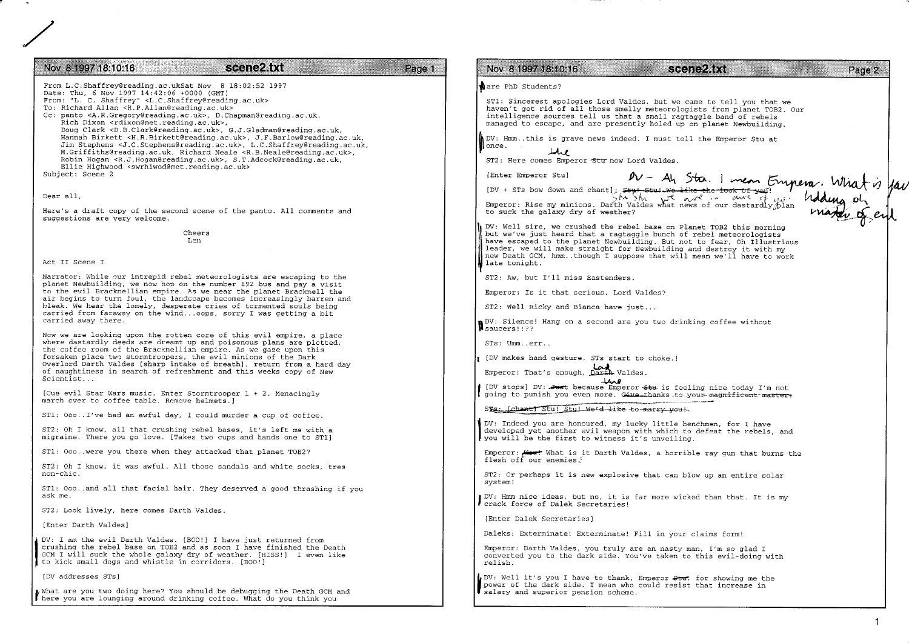From L.C.Shaffrey@reading.ac.ukSat Nov 8 18:02:52 1997
Date: Thu, 6 Nov 1997 14:42:06 +0000 (GMT)
From: "L. C. Shaffrey" <L.C.Shaffrey@reading.ac.uk>
To: Richard Allan <R.P.Allan@reading.ac.uk>
Cc: panto <A.R.Gregory@reading.ac.uk>, D.Chapman@reading.ac.uk,
Rich Dixon <rdixon@met.reading.ac.uk>,
Doug Clark <D.B.Clark@reading.ac.uk>, G.J.Gladman@reading.ac.uk,
Hannah Birkett <H.R.Birkett@reading.ac.uk>, J.F.Barlow@reading.ac.uk,
Jim Stephens <J.C.Stephens@reading.ac.uk>, L.C.Shaffrey@reading.ac.uk,
M.Griffiths@reading.ac.uk, Richard Neale <R.B.Neale@reading.ac.uk>,
Robin Hogan <R.J.Hogan@reading.ac.uk>, S.T.Adcock@reading.ac.uk,
Ellie Highwood <swrhiwod@met.reading.ac.uk>
Subject: Scene 2

Dear all,

Here's a draft copy of the second scene of the panto. All comments and suggestions are very welcome.

Cheers
Len

Act II Scene I

Narrator: While our intrepid rebel meteorologists are escaping to the planet Newbuilding, we now hop on the number 192 bus and pay a visit to the evil Bracknellian empire. As we near the planet Bracknell the air begins to turn foul, the landscape becomes increasingly barren and bleak. We hear the lonely, desperate cries of tormented souls being carried from faraway on the wind...oops, sorry I was getting a bit carried away there.

Now we are looking upon the rotten core of this evil empire, a place where dastardly deeds are dreamt up and poisonous plans are plotted, the coffee room of the Bracknellian empire. As we gaze upon this forsaken place two stormtroopers, the evil minions of the Dark Overlord Darth Valdes [sharp intake of breath], return from a hard day of naughtiness in search of refreshment and this weeks copy of New Scientist...

[Cue evil Star Wars music. Enter Stormtrooper 1 + 2. Menacingly march over to coffee table. Remove helmets.]

ST1: Ooo..I've had an awful day, I could murder a cup of coffee.

ST2: Oh I know, all that crushing rebel bases, it's left me with a migraine. There you go love. [Takes two cups and hands one to ST1]

ST1: Ooo..were you there when they attacked that planet TOB2?

ST2: Oh I know, it was awful. All those sandals and white socks, tres non-chic.

ST1: Ooo..and all that facial hair. They deserved a good thrashing if you ask me.

ST2: Look lively, here comes Darth Valdes.

[Enter Darth Valdes]

DV: I am the evil Darth Valdes. [BOO!] I have just returned from crushing the rebel base on TOB2 and as soon I have finished the Death GCM I will suck the whole galaxy dry of weather. [HISS!] I even like to kick small dogs and whistle in corridors. [BOO!]

[DV addresses STs]

What are you two doing here? You should be debugging the Death GCM and here you are lounging around drinking coffee. What do you think you are PhD Students?

ST1: Sincerest apologies Lord Valdes, but we came to tell you that we haven't got rid of all those smelly meteorologists from planet TOB2. Our intelligence sources tell us that a small ragtaggle band of rebels managed to escape, and are presently holed up on planet Newbuilding.

DV: Hmm..this is grave news indeed. I must tell the Emperor Stu at once.

ST2: Here comes Emperor ~~Stu~~ *the* now Lord Valdes.

[Enter Emperor Stu]

*DV – Ah Stu. I mean Emperor. What is your bidding oh master of evil*

[DV + STs bow down and chant]: ~~Stu! Stu! We like the look of you!~~ *Stu Stu we are in awe of you.*

Emperor: Rise my minions. Darth Valdes what news of our dastardly plan to suck the galaxy dry of weather?

DV: Well sire, we crushed the rebel base on Planet TOB2 this morning but we've just heard that a ragtaggle bunch of rebel meteorologists have escaped to the planet Newbuilding. But not to fear, Oh Illustrious leader, we will make straight for Newbuilding and destroy it with my new Death GCM, hmm..though I suppose that will mean we'll have to work late tonight.

ST2: Aw, but I'll miss Eastenders.

Emperor: Is it that serious, Lord Valdes?

ST2: Well Ricky and Bianca have just...

DV: Silence! Hang on a second are you two drinking coffee without saucers!!??

STs: Umm..err..

[DV makes hand gesture. STs start to choke.]

Emperor: That's enough, ~~Darth~~ *Lord* Valdes.

[DV stops] DV: ~~Just~~ because Emperor ~~Stu~~ *the* is feeling nice today I'm not going to punish you even more. ~~Give thanks to your magnificent master.~~

~~STs: [chant] Stu! Stu! We'd like to marry you!~~

DV: Indeed you are honoured, my lucky little henchmen, for I have developed yet another evil weapon with which to defeat the rebels, and you will be the first to witness it's unveiling.

Emperor: ~~Wow!~~ What is it Darth Valdes, a horrible ray gun that burns the flesh off our enemies.?

ST2: Or perhaps it is new explosive that can blow up an entire solar system!

DV: Hmm nice ideas, but no, it is far more wicked than that. It is my crack force of Dalek Secretaries!

[Enter Dalek Secretaries]

Daleks: Exterminate! Exterminate! Fill in your claims form!

Emperor: Darth Valdes, you truly are an nasty man, I'm so glad I converted you to the dark side. You've taken to this evil-doing with relish.

DV: Well it's you I have to thank, Emperor ~~Stu~~, for showing me the power of the dark side. I mean who could resist that increase in salary and superior pension scheme.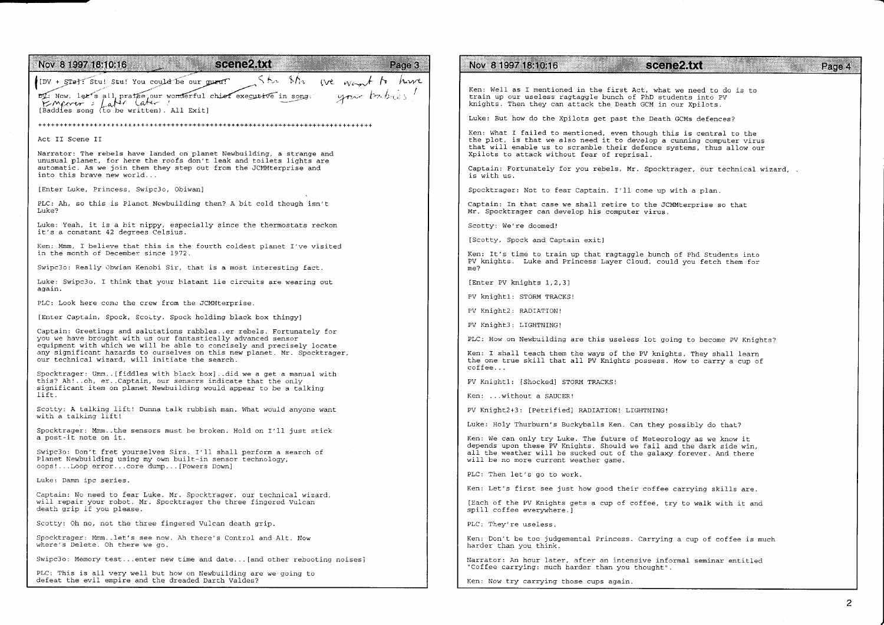[DV + ~~STa]~~: Stu! Stu! You could be our ~~guru!~~ Stu Stu we want to have your babies!

~~DV~~: Now, let's all praise our wonderful chief executive in song. Emperor : Later Later !

[Baddies song (to be written). All Exit]

++++++++++++++++++++++++++++++++++++++++++++++++++++++++++++++++++++++++++++++

Act II Scene II

Narrator: The rebels have landed on planet Newbuilding, a strange and unusual planet, for here the roofs don't leak and toilets lights are automatic. As we join them they step out from the JCMMterprise and into this brave new world...

[Enter Luke, Princess, Swipc3o, Obiwan]

PLC: Ah, so this is Planet Newbuilding then? A bit cold though isn't Luke?

Luke: Yeah, it is a bit nippy, especially since the thermostats reckon it's a constant 42 degrees Celsius.

Ken: Mmm, I believe that this is the fourth coldest planet I've visited in the month of December since 1972.

Swipc3o: Really Obwian Kenobi Sir, that is a most interesting fact.

Luke: Swipc3o, I think that your blatant lie circuits are wearing out again.

PLC: Look here come the crew from the JCMMterprise.

[Enter Captain, Spock, Scotty. Spock holding black box thingy]

Captain: Greetings and salutations rabbles..er rebels. Fortunately for you we have brought with us our fantastically advanced sensor equipment with which we will be able to concisely and precisely locate any significant hazards to ourselves on this new planet. Mr. Spocktrager, our technical wizard, will initiate the search.

Spocktrager: Umm..[fiddles with black box]..did we a get a manual with this? Ah!..oh, er..Captain, our sensors indicate that the only significant item on planet Newbuilding would appear to be a talking lift.

Scotty: A talking lift! Dunna talk rubbish man. What would anyone want with a talking lift!

Spocktrager: Mmm..the sensors must be broken. Hold on I'll just stick a post-it note on it.

Swipc3o: Don't fret yourselves Sirs. I'll shall perform a search of Planet Newbuilding using my own built-in sensor technology, oops!...Loop error...core dump...[Powers Down]

Luke: Damn ipc series.

Captain: No need to fear Luke. Mr. Spocktrager, our technical wizard, will repair your robot. Mr. Spocktrager the three fingered Vulcan death grip if you please.

Scotty: Oh no, not the three fingered Vulcan death grip.

Spocktrager: Mmm..let's see now. Ah there's Control and Alt. Now where's Delete. Oh there we go.

Swipc3o: Memory test...enter new time and date...[and other rebooting noises]

PLC: This is all very well but how on Newbuilding are we going to defeat the evil empire and the dreaded Darth Valdes?

Ken: Well as I mentioned in the first Act, what we need to do is to train up our useless ragtaggle bunch of PhD students into PV knights. Then they can attack the Death GCM in our Xpilots.

Luke: But how do the Xpilots get past the Death GCMs defences?

Ken: What I failed to mentioned, even though this is central to the the plot, is that we also need it to develop a cunning computer virus that will enable us to scramble their defence systems, thus allow our Xpilots to attack without fear of reprisal.

Captain: Fortunately for you rebels, Mr. Spocktrager, our technical wizard, . is with us.

Spocktrager: Not to fear Captain. I'll come up with a plan.

Captain: In that case we shall retire to the JCMMterprise so that Mr. Spocktrager can develop his computer virus.

Scotty: We're doomed!

[Scotty, Spock and Captain exit]

Ken: It's time to train up that ragtaggle bunch of Phd Students into PV knights. Luke and Princess Layer Cloud, could you fetch them for me?

[Enter PV knights 1,2,3]

PV knight1: STORM TRACKS!

PV Knight2: RADIATION!

PV Knight3: LIGHTNING!

PLC: How on Newbuilding are this useless lot going to become PV Knights?

Ken: I shall teach them the ways of the PV knights. They shall learn the one true skill that all PV Knights possess. How to carry a cup of coffee...

PV Knight1: [Shocked] STORM TRACKS!

Ken: ...without a SAUCER!

PV Knight2+3: [Petrified] RADIATION! LIGHTNING!

Luke: Holy Thurburn's Buckyballs Ken. Can they possibly do that?

Ken: We can only try Luke. The future of Meteorology as we know it depends upon these PV Knights. Should we fail and the dark side win, all the weather will be sucked out of the galaxy forever. And there will be no more current weather game.

PLC: Then let's go to work.

Ken: Let's first see just how good their coffee carrying skills are.

[Each of the PV Knights gets a cup of coffee, try to walk with it and spill coffee everywhere.]

PLC: They're useless.

Ken: Don't be too judgemental Princess. Carrying a cup of coffee is much harder than you think.

Narrator: An hour later, after an intensive informal seminar entitled "Coffee carrying: much harder than you thought".

Ken: Now try carrying those cups again.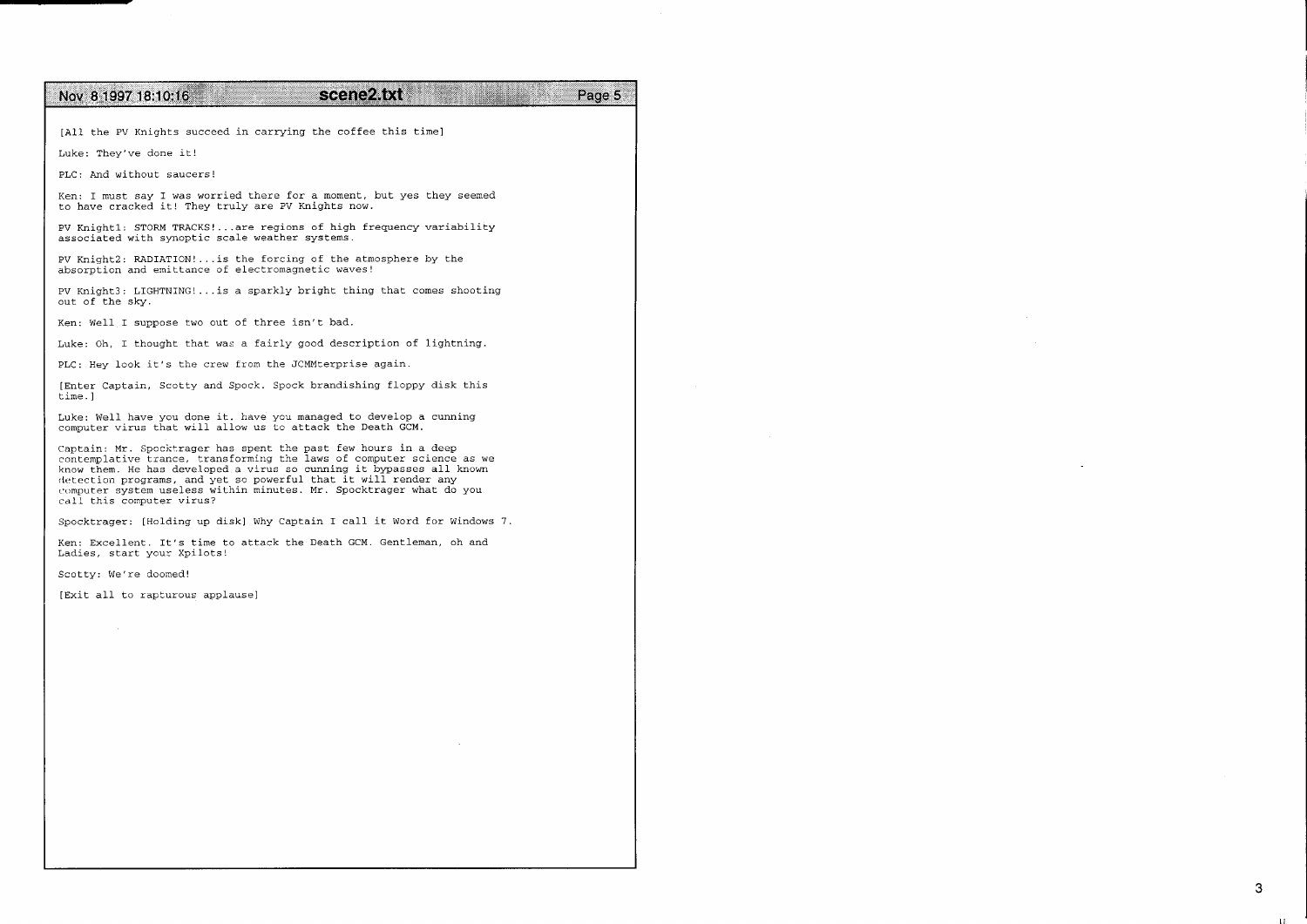[All the PV Knights succeed in carrying the coffee this time]

Luke: They've done it!

PLC: And without saucers!

Ken: I must say I was worried there for a moment, but yes they seemed to have cracked it! They truly are PV Knights now.

PV Knight1: STORM TRACKS!...are regions of high frequency variability associated with synoptic scale weather systems.

PV Knight2: RADIATION!...is the forcing of the atmosphere by the absorption and emittance of electromagnetic waves!

PV Knight3: LIGHTNING!...is a sparkly bright thing that comes shooting out of the sky.

Ken: Well I suppose two out of three isn't bad.

Luke: Oh, I thought that was a fairly good description of lightning.

PLC: Hey look it's the crew from the JCMMterprise again.

[Enter Captain, Scotty and Spock. Spock brandishing floppy disk this time.]

Luke: Well have you done it, have you managed to develop a cunning computer virus that will allow us to attack the Death GCM.

Captain: Mr. Spocktrager has spent the past few hours in a deep contemplative trance, transforming the laws of computer science as we know them. He has developed a virus so cunning it bypasses all known detection programs, and yet so powerful that it will render any computer system useless within minutes. Mr. Spocktrager what do you call this computer virus?

Spocktrager: [Holding up disk] Why Captain I call it Word for Windows 7.

Ken: Excellent. It's time to attack the Death GCM. Gentleman, oh and Ladies, start your Xpilots!

Scotty: We're doomed!

[Exit all to rapturous applause]